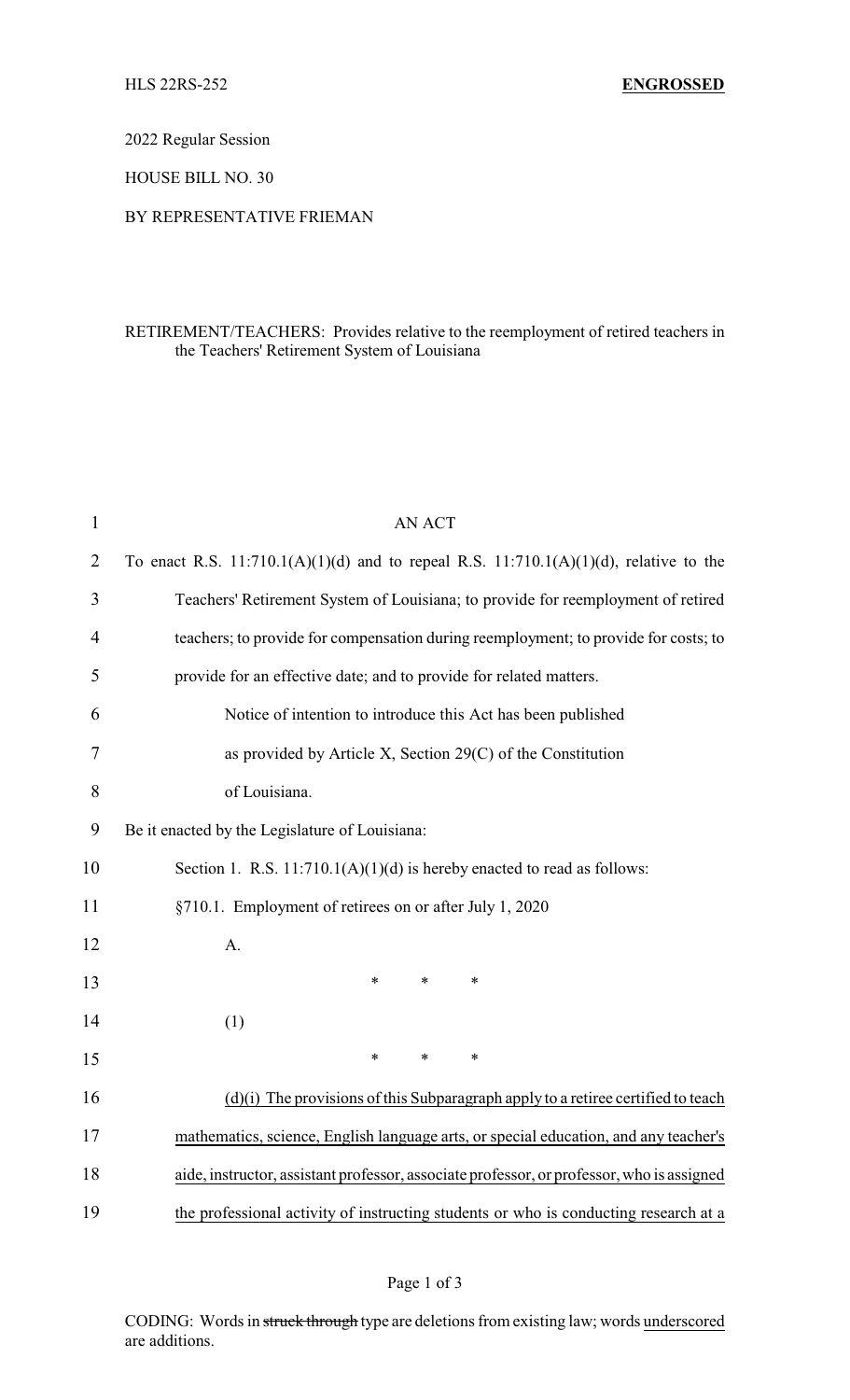HLS 22RS-252 **ENGROSSED**

2022 Regular Session

HOUSE BILL NO. 30

BY REPRESENTATIVE FRIEMAN

RETIREMENT/TEACHERS: Provides relative to the reemployment of retired teachers in the Teachers' Retirement System of Louisiana

AN ACT

To enact R.S. 11:710.1(A)(1)(d) and to repeal R.S. 11:710.1(A)(1)(d), relative to the Teachers' Retirement System of Louisiana; to provide for reemployment of retired teachers; to provide for compensation during reemployment; to provide for costs; to provide for an effective date; and to provide for related matters.

Notice of intention to introduce this Act has been published as provided by Article X, Section 29(C) of the Constitution of Louisiana.

Be it enacted by the Legislature of Louisiana:

Section 1. R.S. 11:710.1(A)(1)(d) is hereby enacted to read as follows:

§710.1. Employment of retirees on or after July 1, 2020

A.

\* \* \*

(1)

\* \* \*

<u>(d)(i) The provisions of this Subparagraph apply to a retiree certified to teach mathematics, science, English language arts, or special education, and any teacher's aide, instructor, assistant professor, associate professor, or professor, who is assigned the professional activity of instructing students or who is conducting research at a</u>

CODING: Words in ~~struck through~~ type are deletions from existing law; words <u>underscored</u> are additions.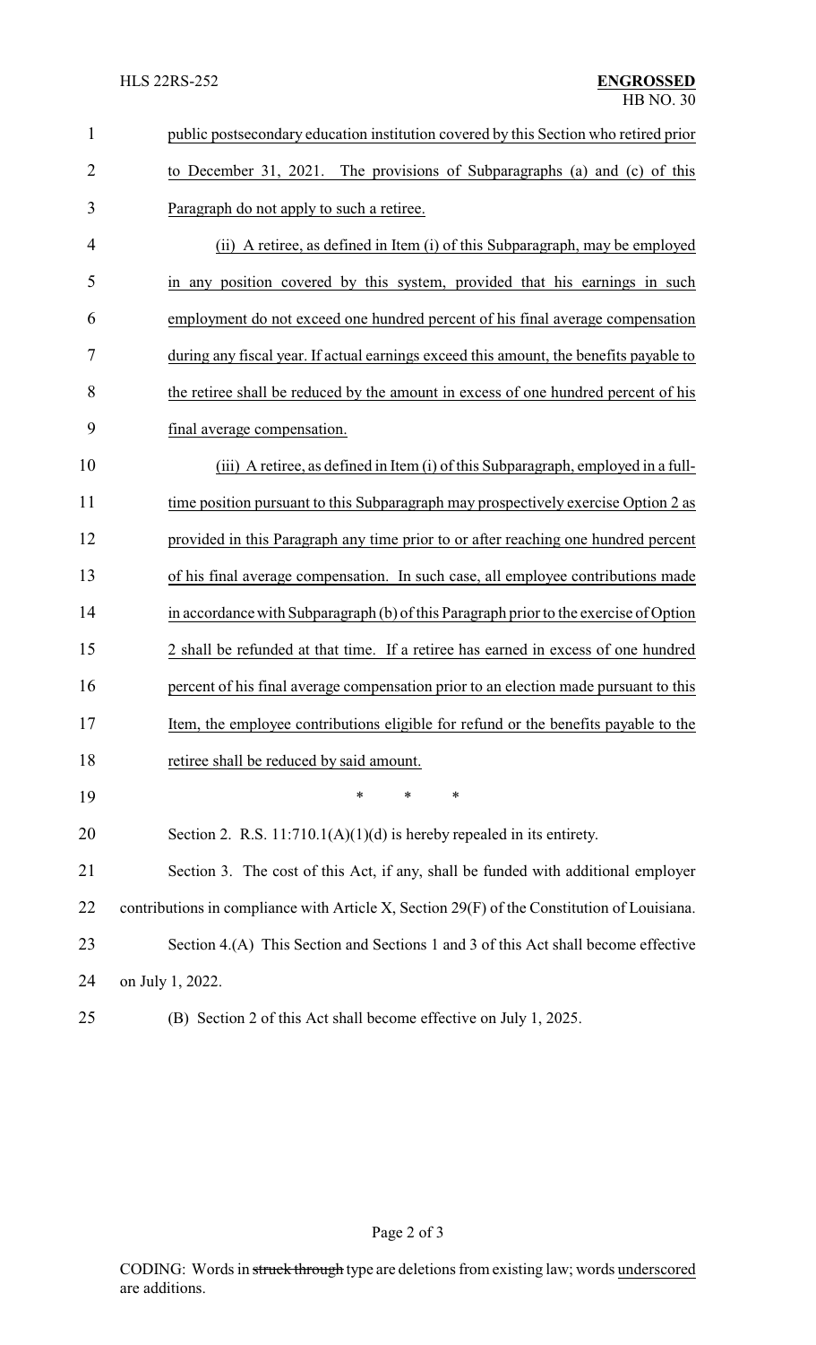public postsecondary education institution covered by this Section who retired prior to December 31, 2021. The provisions of Subparagraphs (a) and (c) of this Paragraph do not apply to such a retiree.

(ii) A retiree, as defined in Item (i) of this Subparagraph, may be employed in any position covered by this system, provided that his earnings in such employment do not exceed one hundred percent of his final average compensation during any fiscal year. If actual earnings exceed this amount, the benefits payable to the retiree shall be reduced by the amount in excess of one hundred percent of his final average compensation.

(iii) A retiree, as defined in Item (i) of this Subparagraph, employed in a full-time position pursuant to this Subparagraph may prospectively exercise Option 2 as provided in this Paragraph any time prior to or after reaching one hundred percent of his final average compensation. In such case, all employee contributions made in accordance with Subparagraph (b) of this Paragraph prior to the exercise of Option 2 shall be refunded at that time. If a retiree has earned in excess of one hundred percent of his final average compensation prior to an election made pursuant to this Item, the employee contributions eligible for refund or the benefits payable to the retiree shall be reduced by said amount.

\* \* \*

Section 2. R.S. 11:710.1(A)(1)(d) is hereby repealed in its entirety.

Section 3. The cost of this Act, if any, shall be funded with additional employer contributions in compliance with Article X, Section 29(F) of the Constitution of Louisiana.

Section 4.(A) This Section and Sections 1 and 3 of this Act shall become effective on July 1, 2022.

(B) Section 2 of this Act shall become effective on July 1, 2025.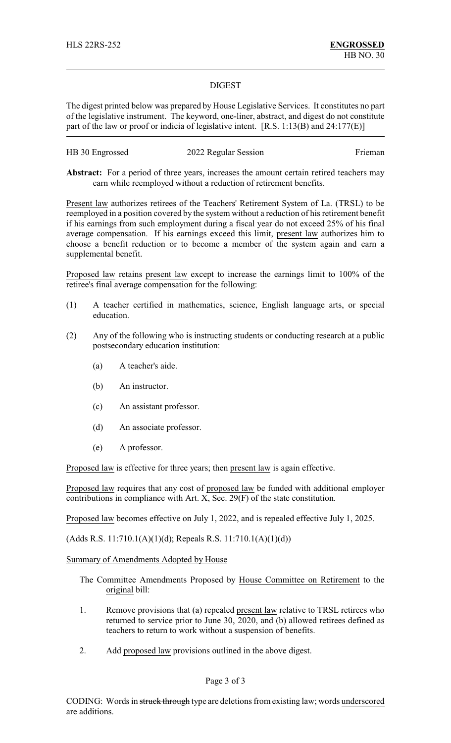HLS 22RS-252 **ENGROSSED**
HB NO. 30

DIGEST

The digest printed below was prepared by House Legislative Services. It constitutes no part of the legislative instrument. The keyword, one-liner, abstract, and digest do not constitute part of the law or proof or indicia of legislative intent. [R.S. 1:13(B) and 24:177(E)]

HB 30 Engrossed 2022 Regular Session Frieman

**Abstract:** For a period of three years, increases the amount certain retired teachers may earn while reemployed without a reduction of retirement benefits.

Present law authorizes retirees of the Teachers' Retirement System of La. (TRSL) to be reemployed in a position covered by the system without a reduction of his retirement benefit if his earnings from such employment during a fiscal year do not exceed 25% of his final average compensation. If his earnings exceed this limit, present law authorizes him to choose a benefit reduction or to become a member of the system again and earn a supplemental benefit.

Proposed law retains present law except to increase the earnings limit to 100% of the retiree's final average compensation for the following:

(1) A teacher certified in mathematics, science, English language arts, or special education.

(2) Any of the following who is instructing students or conducting research at a public postsecondary education institution:

  (a) A teacher's aide.

  (b) An instructor.

  (c) An assistant professor.

  (d) An associate professor.

  (e) A professor.

Proposed law is effective for three years; then present law is again effective.

Proposed law requires that any cost of proposed law be funded with additional employer contributions in compliance with Art. X, Sec. 29(F) of the state constitution.

Proposed law becomes effective on July 1, 2022, and is repealed effective July 1, 2025.

(Adds R.S. 11:710.1(A)(1)(d); Repeals R.S. 11:710.1(A)(1)(d))

Summary of Amendments Adopted by House

The Committee Amendments Proposed by House Committee on Retirement to the original bill:

1. Remove provisions that (a) repealed present law relative to TRSL retirees who returned to service prior to June 30, 2020, and (b) allowed retirees defined as teachers to return to work without a suspension of benefits.

2. Add proposed law provisions outlined in the above digest.

CODING: Words in struck through type are deletions from existing law; words underscored are additions.